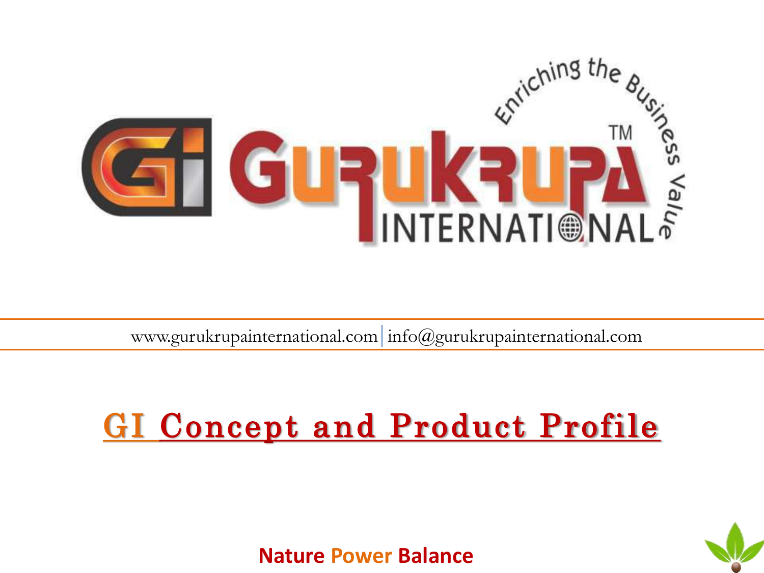# GURUKRUPA INTERNATIONAL™

Enriching the Business Value

www.gurukrupainternational.com | info@gurukrupainternational.com

## GI Concept and Product Profile

**Nature Power Balance**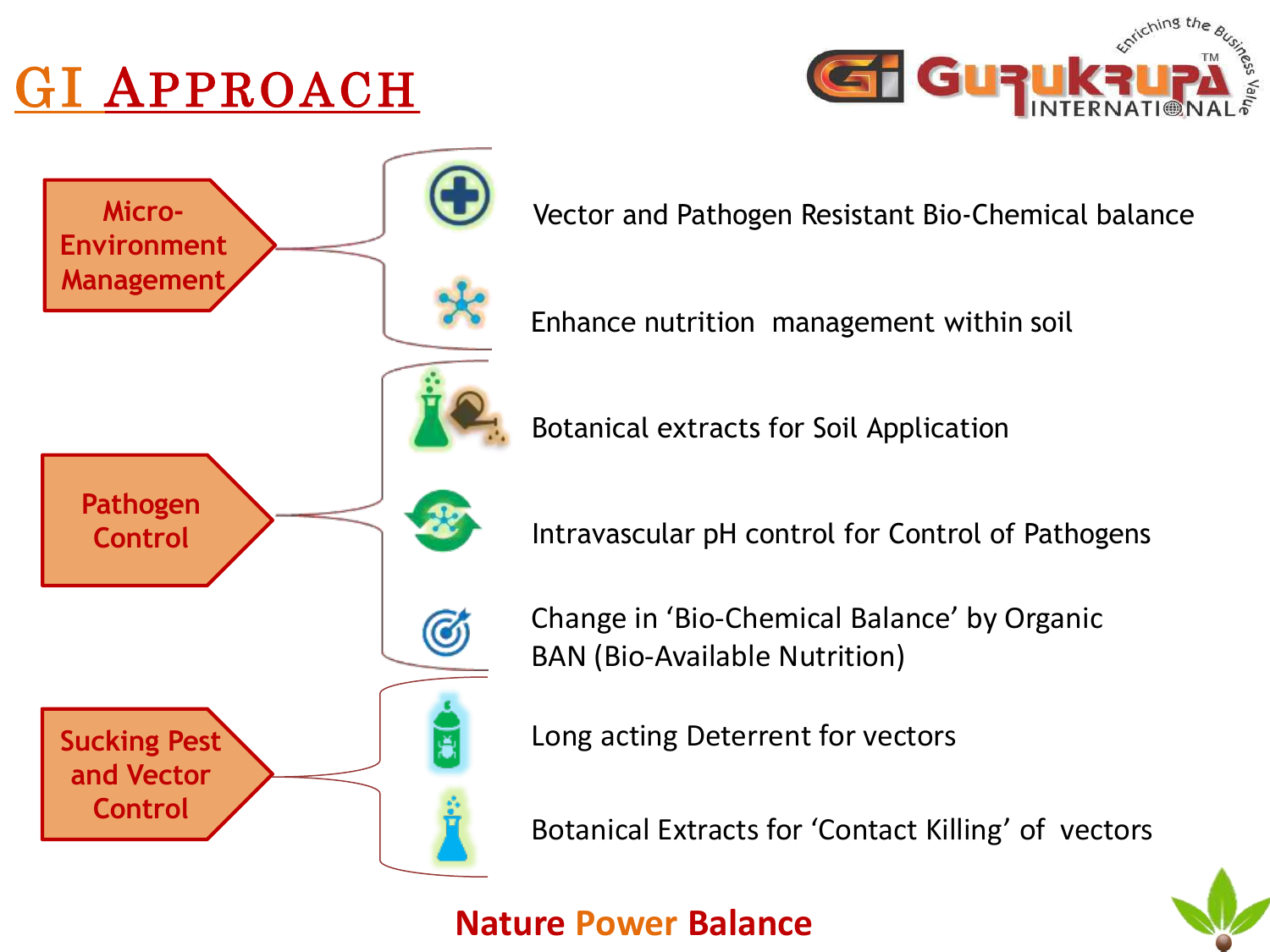# GI APPROACH

## Micro-Environment Management

- Vector and Pathogen Resistant Bio-Chemical balance
- Enhance nutrition management within soil

## Pathogen Control

- Botanical extracts for Soil Application
- Intravascular pH control for Control of Pathogens
- Change in 'Bio-Chemical Balance' by Organic BAN (Bio-Available Nutrition)

## Sucking Pest and Vector Control

- Long acting Deterrent for vectors
- Botanical Extracts for 'Contact Killing' of vectors

**Nature Power Balance**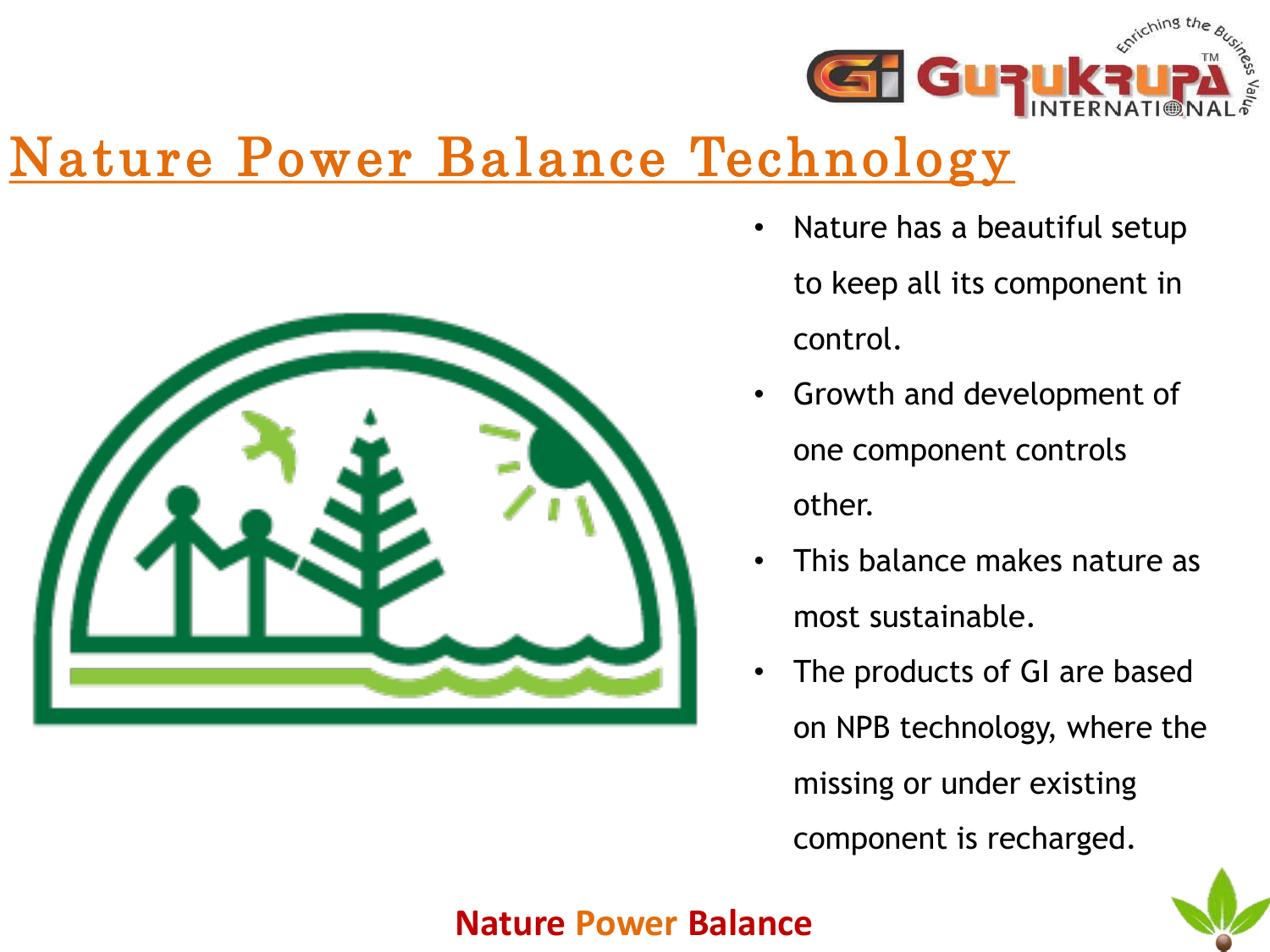# Nature Power Balance Technology

- Nature has a beautiful setup to keep all its component in control.
- Growth and development of one component controls other.
- This balance makes nature as most sustainable.
- The products of GI are based on NPB technology, where the missing or under existing component is recharged.

**Nature Power Balance**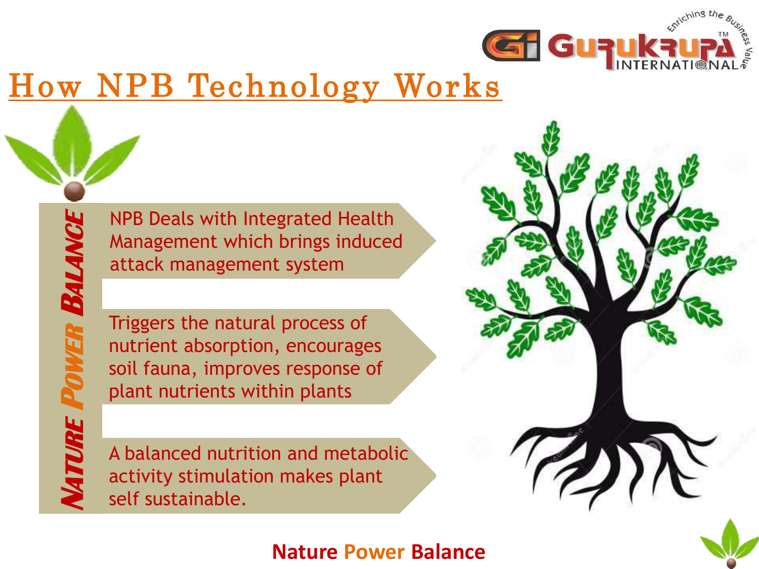# How NPB Technology Works

**Nature Power Balance**

- NPB Deals with Integrated Health Management which brings induced attack management system
- Triggers the natural process of nutrient absorption, encourages soil fauna, improves response of plant nutrients within plants
- A balanced nutrition and metabolic activity stimulation makes plant self sustainable.

**Nature Power Balance**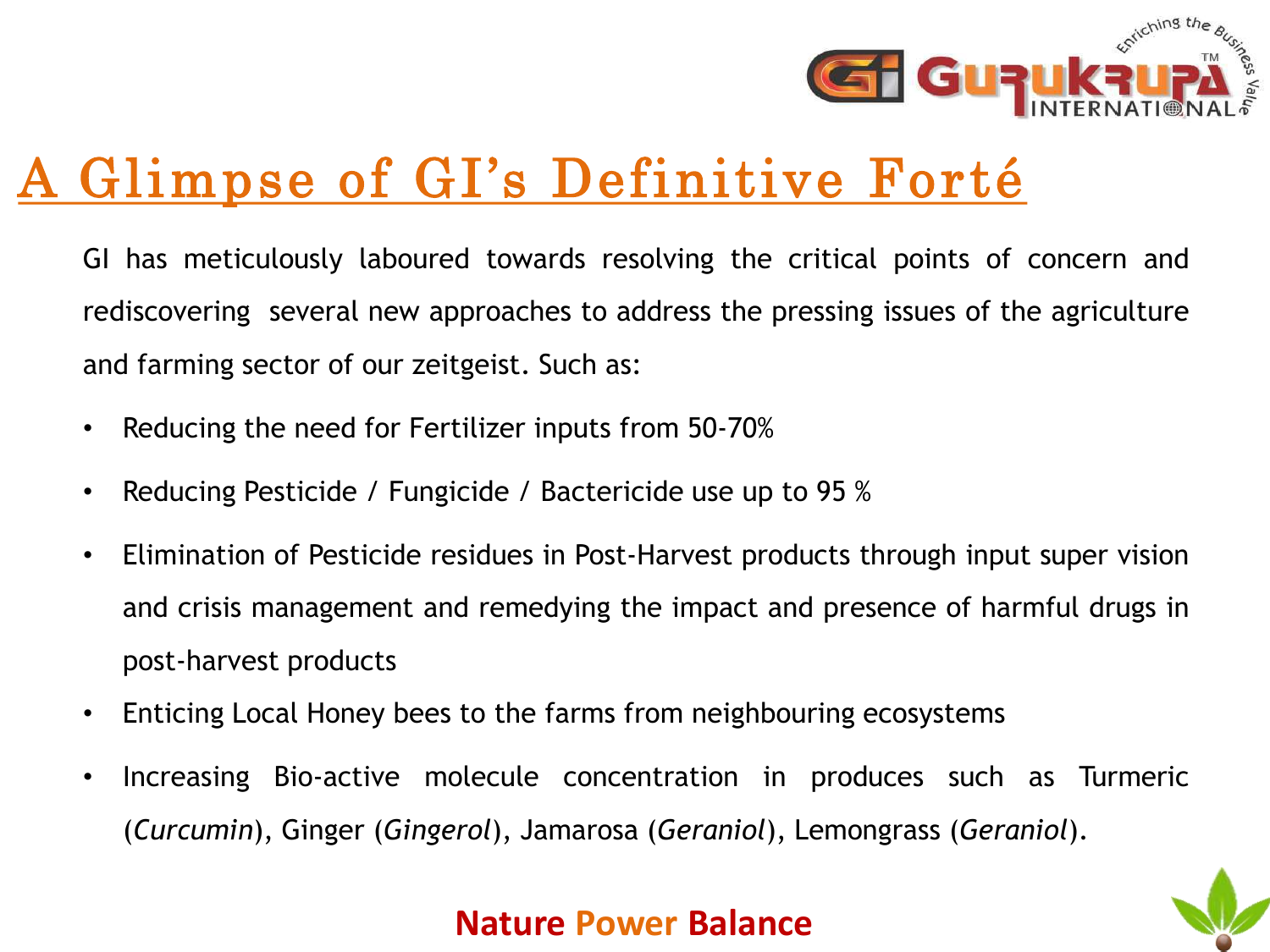# A Glimpse of GI's Definitive Forté

GI has meticulously laboured towards resolving the critical points of concern and rediscovering several new approaches to address the pressing issues of the agriculture and farming sector of our zeitgeist. Such as:

- Reducing the need for Fertilizer inputs from 50-70%
- Reducing Pesticide / Fungicide / Bactericide use up to 95 %
- Elimination of Pesticide residues in Post-Harvest products through input super vision and crisis management and remedying the impact and presence of harmful drugs in post-harvest products
- Enticing Local Honey bees to the farms from neighbouring ecosystems
- Increasing Bio-active molecule concentration in produces such as Turmeric (*Curcumin*), Ginger (*Gingerol*), Jamarosa (*Geraniol*), Lemongrass (*Geraniol*).

**Nature Power Balance**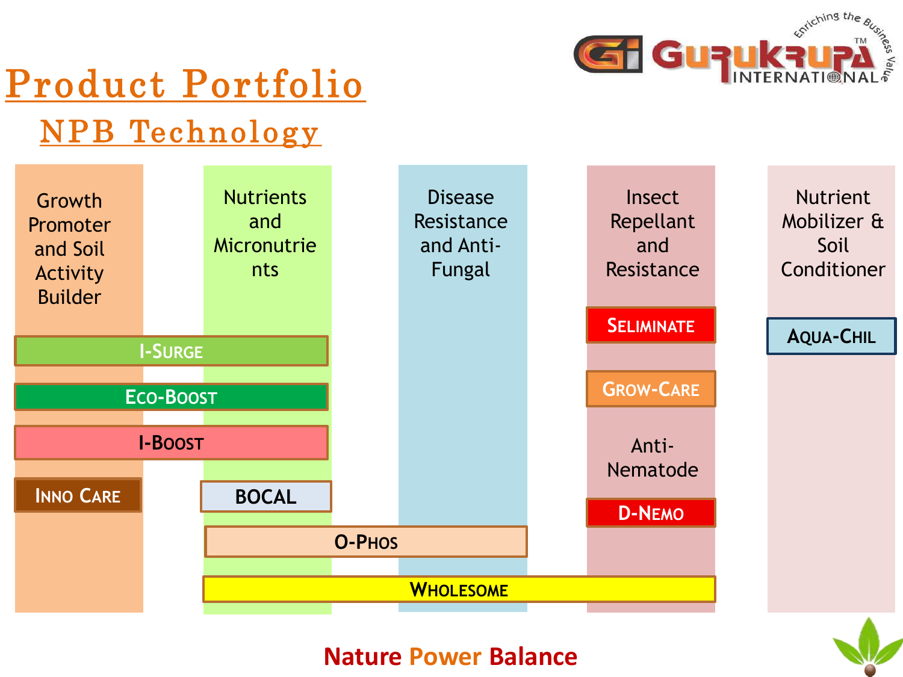# Product Portfolio

## NPB Technology

| Growth Promoter and Soil Activity Builder | Nutrients and Micronutrients | Disease Resistance and Anti-Fungal | Insect Repellant and Resistance | Nutrient Mobilizer & Soil Conditioner |
|---|---|---|---|---|
| | | | SELIMINATE | AQUA-CHIL |
| I-SURGE | I-SURGE | | GROW-CARE | |
| ECO-BOOST | ECO-BOOST | | Anti-Nematode | |
| I-BOOST | I-BOOST | | D-NEMO | |
| INNO CARE | BOCAL | | | |
| | O-PHOS | O-PHOS | | |
| | WHOLESOME | WHOLESOME | WHOLESOME | |

**Nature Power Balance**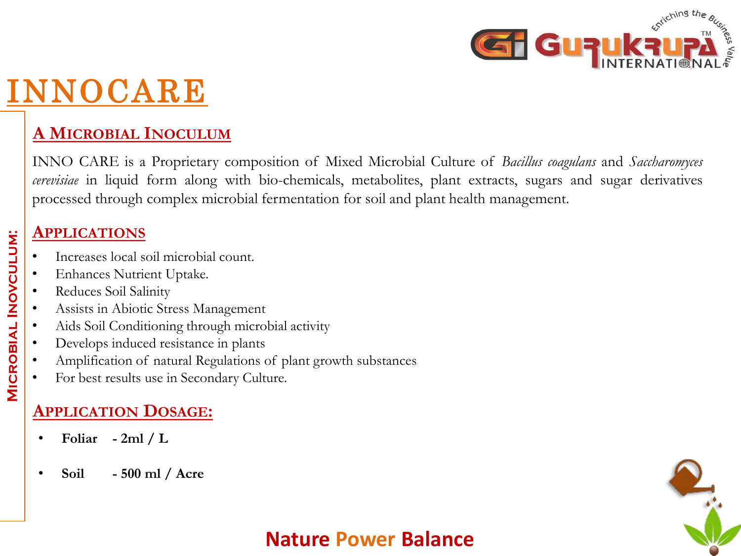# INNOCARE

**MICROBIAL INOVCULUM:**

## A MICROBIAL INOCULUM

INNO CARE is a Proprietary composition of Mixed Microbial Culture of *Bacillus coagulans* and *Saccharomyces cerevisiae* in liquid form along with bio-chemicals, metabolites, plant extracts, sugars and sugar derivatives processed through complex microbial fermentation for soil and plant health management.

## APPLICATIONS

- Increases local soil microbial count.
- Enhances Nutrient Uptake.
- Reduces Soil Salinity
- Assists in Abiotic Stress Management
- Aids Soil Conditioning through microbial activity
- Develops induced resistance in plants
- Amplification of natural Regulations of plant growth substances
- For best results use in Secondary Culture.

## APPLICATION DOSAGE:

- **Foliar - 2ml / L**
- **Soil - 500 ml / Acre**

Nature Power Balance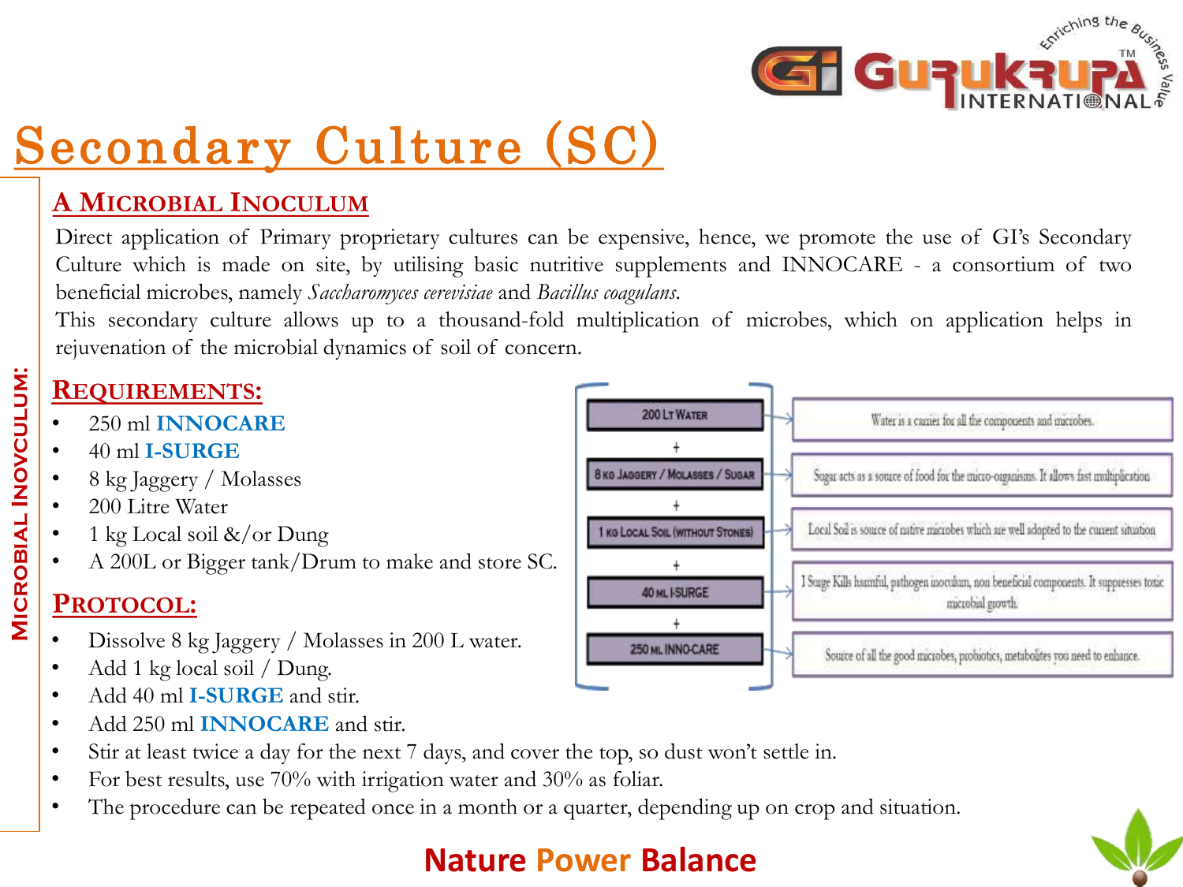# Secondary Culture (SC)

Microbial Inovculum:

## A Microbial Inoculum

Direct application of Primary proprietary cultures can be expensive, hence, we promote the use of GI's Secondary Culture which is made on site, by utilising basic nutritive supplements and INNOCARE - a consortium of two beneficial microbes, namely *Saccharomyces cerevisiae* and *Bacillus coagulans*.

This secondary culture allows up to a thousand-fold multiplication of microbes, which on application helps in rejuvenation of the microbial dynamics of soil of concern.

## Requirements:

- 250 ml **INNOCARE**
- 40 ml **I-SURGE**
- 8 kg Jaggery / Molasses
- 200 Litre Water
- 1 kg Local soil &/or Dung
- A 200L or Bigger tank/Drum to make and store SC.

| Component | Role |
| --- | --- |
| 200 Lt Water | Water is a carrier for all the components and microbes. |
| + 8 kg Jaggery / Molasses / Sugar | Sugar acts as a source of food for the micro-organisms. It allows fast multiplication |
| + 1 kg Local Soil (without stones) | Local Soil is source of native microbes which are well adopted to the current situation |
| + 40 ml I-Surge | I Surge Kills harmful, pathogen inoculum, non beneficial components. It suppresses toxic microbial growth. |
| + 250 ml Inno-Care | Source of all the good microbes, probiotics, metabolites you need to enhance. |

## Protocol:

- Dissolve 8 kg Jaggery / Molasses in 200 L water.
- Add 1 kg local soil / Dung.
- Add 40 ml **I-SURGE** and stir.
- Add 250 ml **INNOCARE** and stir.
- Stir at least twice a day for the next 7 days, and cover the top, so dust won't settle in.
- For best results, use 70% with irrigation water and 30% as foliar.
- The procedure can be repeated once in a month or a quarter, depending up on crop and situation.

**Nature Power Balance**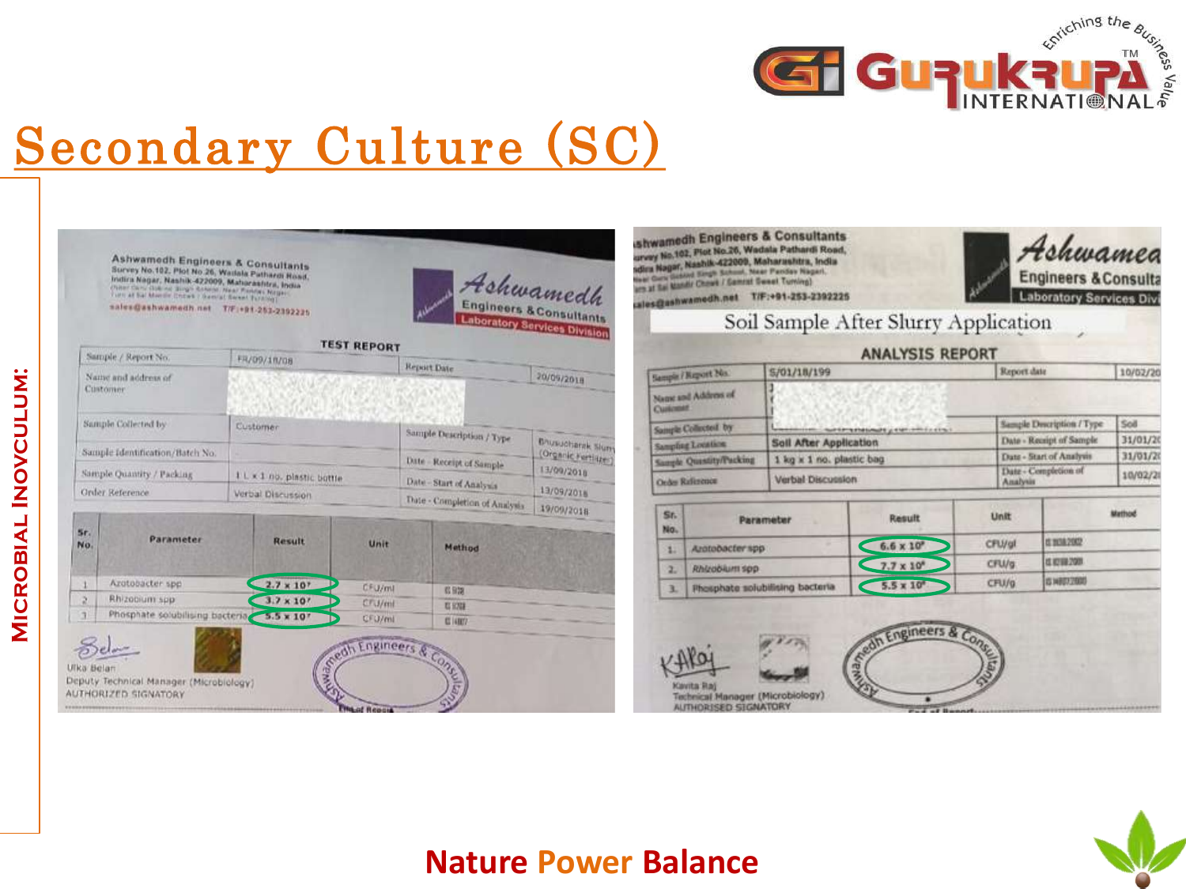# Secondary Culture (SC)

MICROBIAL INOVCULUM:

Ashwamedh Engineers & Consultants
Survey No.102, Plot No.26, Wadala Pathardi Road, Indira Nagar, Nashik-422009, Maharashtra, India
sales@ashwamedh.net T/F:+91-253-2392225

Ashwamedh Engineers & Consultants
Laboratory Services Division

**TEST REPORT**

| | | | |
|---|---|---|---|
| Sample / Report No. | FR/09/18/08 | Report Date | 20/09/2018 |
| Name and address of Customer | | | |
| Sample Collected by | Customer | Sample Description / Type | Bhusuchalak Slurry (Organic Fertilizer) |
| Sample Identification/Batch No. | | Date - Receipt of Sample | 13/09/2018 |
| Sample Quantity / Packing | 1 L x 1 no. plastic bottle | Date - Start of Analysis | 13/09/2018 |
| Order Reference | Verbal Discussion | Date - Completion of Analysis | 19/09/2018 |

| Sr. No. | Parameter | Result | Unit | Method |
|---|---|---|---|---|
| 1 | Azotobacter spp | $2.7 \times 10^7$ | CFU/ml | |
| 2 | Rhizobium spp | $3.7 \times 10^7$ | CFU/ml | |
| 3 | Phosphate solubilising bacteria | $5.5 \times 10^7$ | CFU/ml | |

Ulka Belan
Deputy Technical Manager (Microbiology)
AUTHORIZED SIGNATORY

Ashwamedh Engineers & Consultants
Survey No.102, Plot No.26, Wadala Pathardi Road, Indira Nagar, Nashik-422009, Maharashtra, India
sales@ashwamedh.net T/F:+91-253-2392225

Ashwamedh Engineers & Consultants
Laboratory Services Division

Soil Sample After Slurry Application

**ANALYSIS REPORT**

| | | | |
|---|---|---|---|
| Sample / Report No. | S/01/18/199 | Report date | 10/02/20 |
| Name and Address of Customer | | | |
| Sample Collected by | | Sample Description / Type | Soil |
| Sampling Location | Soil After Application | Date - Receipt of Sample | 31/01/20 |
| Sample Quantity/Packing | 1 kg x 1 no. plastic bag | Date - Start of Analysis | 31/01/20 |
| Order Reference | Verbal Discussion | Date - Completion of Analysis | 10/02/20 |

| Sr. No. | Parameter | Result | Unit | Method |
|---|---|---|---|---|
| 1. | Azotobacter spp | $6.6 \times 10^6$ | CFU/gl | |
| 2. | Rhizobium spp | $7.7 \times 10^6$ | CFU/g | |
| 3. | Phosphate solubilising bacteria | $5.5 \times 10^6$ | CFU/g | |

Kavita Raj
Technical Manager (Microbiology)
AUTHORISED SIGNATORY

Nature Power Balance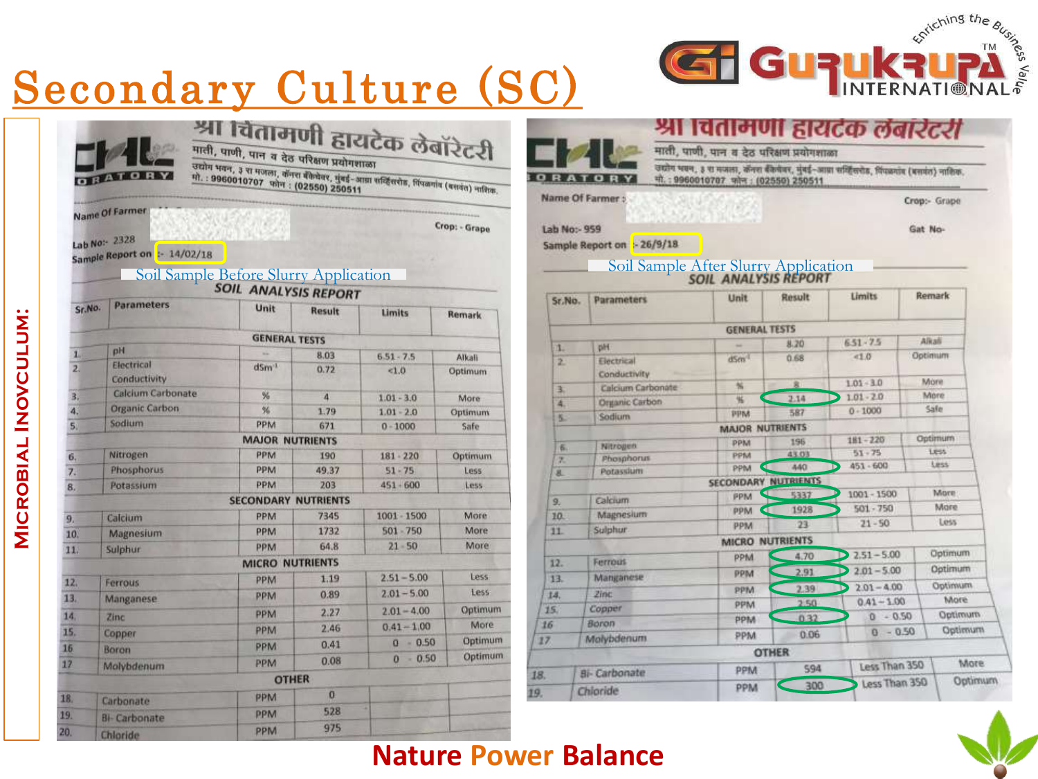# Secondary Culture (SC)

**Microbial Inovculum:**

श्री चिंतामणी हायटेक लॅबॉरेटरी

माती, पाणी, पान व देठ परिक्षण प्रयोगशाळा

Name Of Farmer :

Crop: - Grape

Lab No:- 2328

Sample Report on :- 14/02/18

Soil Sample Before Slurry Application

## SOIL ANALYSIS REPORT

| Sr.No. | Parameters | Unit | Result | Limits | Remark |
|---|---|---|---|---|---|
| | **GENERAL TESTS** | | | | |
| 1. | pH | -- | 8.03 | 6.51 - 7.5 | Alkali |
| 2. | Electrical Conductivity | $dSm^{-1}$ | 0.72 | <1.0 | Optimum |
| 3. | Calcium Carbonate | % | 4 | 1.01 - 3.0 | More |
| 4. | Organic Carbon | % | 1.79 | 1.01 - 2.0 | Optimum |
| 5. | Sodium | PPM | 671 | 0 - 1000 | Safe |
| | **MAJOR NUTRIENTS** | | | | |
| 6. | Nitrogen | PPM | 190 | 181 - 220 | Optimum |
| 7. | Phosphorus | PPM | 49.37 | 51 - 75 | Less |
| 8. | Potassium | PPM | 203 | 451 - 600 | Less |
| | **SECONDARY NUTRIENTS** | | | | |
| 9. | Calcium | PPM | 7345 | 1001 - 1500 | More |
| 10. | Magnesium | PPM | 1732 | 501 - 750 | More |
| 11. | Sulphur | PPM | 64.8 | 21 - 50 | More |
| | **MICRO NUTRIENTS** | | | | |
| 12. | Ferrous | PPM | 1.19 | 2.51 – 5.00 | Less |
| 13. | Manganese | PPM | 0.89 | 2.01 – 5.00 | Less |
| 14. | Zinc | PPM | 2.27 | 2.01 – 4.00 | Optimum |
| 15. | Copper | PPM | 2.46 | 0.41 – 1.00 | More |
| 16 | Boron | PPM | 0.41 | 0 - 0.50 | Optimum |
| 17 | Molybdenum | PPM | 0.08 | 0 - 0.50 | Optimum |
| | **OTHER** | | | | |
| 18. | Carbonate | PPM | 0 | | |
| 19. | Bi- Carbonate | PPM | 528 | | |
| 20. | Chloride | PPM | 975 | | |

श्री चिंतामणी हायटेक लॅबॉरेटरी

माती, पाणी, पान व देठ परिक्षण प्रयोगशाळा

Name Of Farmer :

Crop:- Grape

Lab No:- 959

Gat No-

Sample Report on :- 26/9/18

Soil Sample After Slurry Application

## SOIL ANALYSIS REPORT

| Sr.No. | Parameters | Unit | Result | Limits | Remark |
|---|---|---|---|---|---|
| | **GENERAL TESTS** | | | | |
| 1. | pH | -- | 8.20 | 6.51 - 7.5 | Alkali |
| 2. | Electrical Conductivity | $dSm^{-1}$ | 0.68 | <1.0 | Optimum |
| 3. | Calcium Carbonate | % | 8 | 1.01 - 3.0 | More |
| 4. | Organic Carbon | % | 2.14 | 1.01 - 2.0 | More |
| 5. | Sodium | PPM | 587 | 0 - 1000 | Safe |
| | **MAJOR NUTRIENTS** | | | | |
| 6. | Nitrogen | PPM | 196 | 181 - 220 | Optimum |
| 7. | Phosphorus | PPM | 43.03 | 51 - 75 | Less |
| 8. | Potassium | PPM | 440 | 451 - 600 | Less |
| | **SECONDARY NUTRIENTS** | | | | |
| 9. | Calcium | PPM | 5337 | 1001 - 1500 | More |
| 10. | Magnesium | PPM | 1928 | 501 - 750 | More |
| 11. | Sulphur | PPM | 23 | 21 - 50 | Less |
| | **MICRO NUTRIENTS** | | | | |
| 12. | Ferrous | PPM | 4.70 | 2.51 – 5.00 | Optimum |
| 13. | Manganese | PPM | 2.91 | 2.01 – 5.00 | Optimum |
| 14. | Zinc | PPM | 2.39 | 2.01 – 4.00 | Optimum |
| 15. | Copper | PPM | 2.50 | 0.41 – 1.00 | More |
| 16 | Boron | PPM | 0.32 | 0 - 0.50 | Optimum |
| 17 | Molybdenum | PPM | 0.06 | 0 - 0.50 | Optimum |
| | **OTHER** | | | | |
| 18. | Bi- Carbonate | PPM | 594 | Less Than 350 | More |
| 19. | Chloride | PPM | 300 | Less Than 350 | Optimum |

**Nature Power Balance**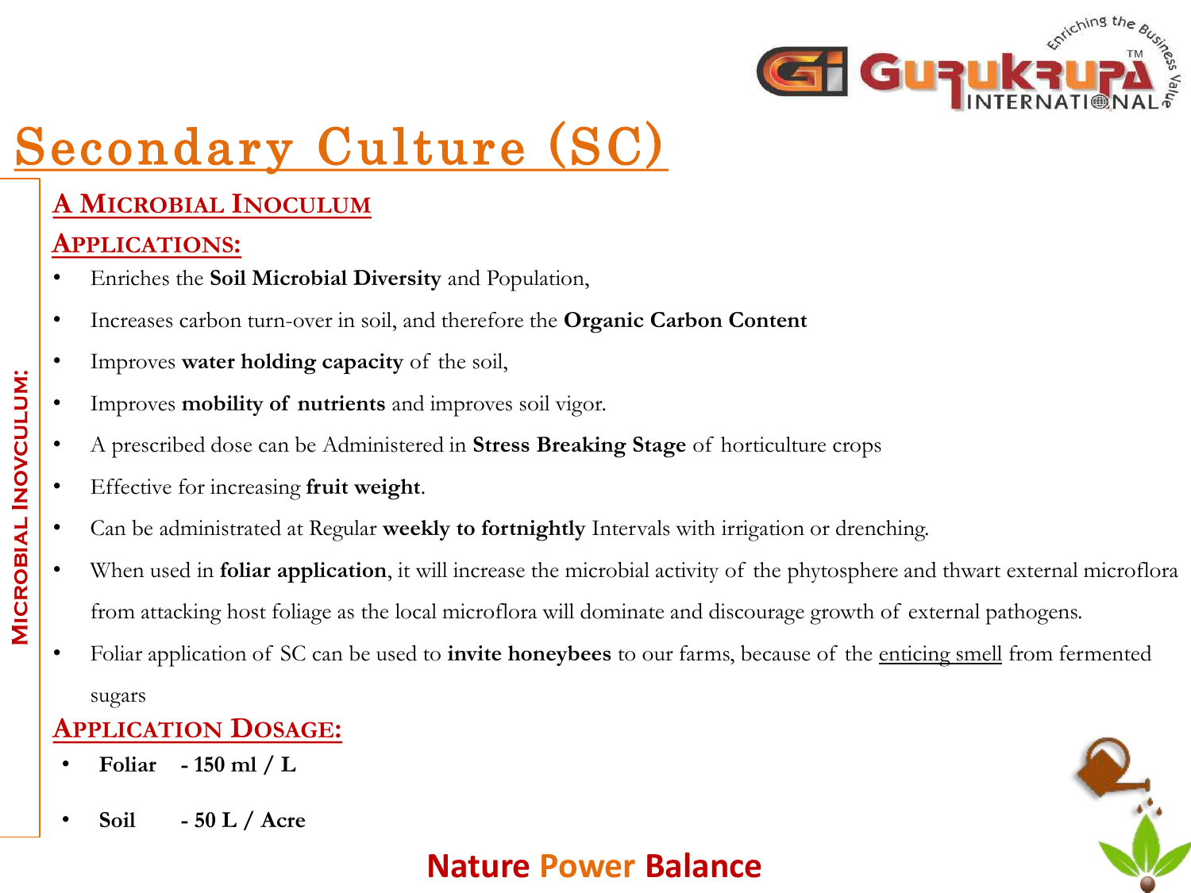# Secondary Culture (SC)

**MICROBIAL INOVCULUM:**

## A Microbial Inoculum

### Applications:

- Enriches the **Soil Microbial Diversity** and Population,
- Increases carbon turn-over in soil, and therefore the **Organic Carbon Content**
- Improves **water holding capacity** of the soil,
- Improves **mobility of nutrients** and improves soil vigor.
- A prescribed dose can be Administered in **Stress Breaking Stage** of horticulture crops
- Effective for increasing **fruit weight**.
- Can be administrated at Regular **weekly to fortnightly** Intervals with irrigation or drenching.
- When used in **foliar application**, it will increase the microbial activity of the phytosphere and thwart external microflora from attacking host foliage as the local microflora will dominate and discourage growth of external pathogens.
- Foliar application of SC can be used to **invite honeybees** to our farms, because of the enticing smell from fermented sugars

### Application Dosage:

- **Foliar - 150 ml / L**
- **Soil - 50 L / Acre**

**Nature Power Balance**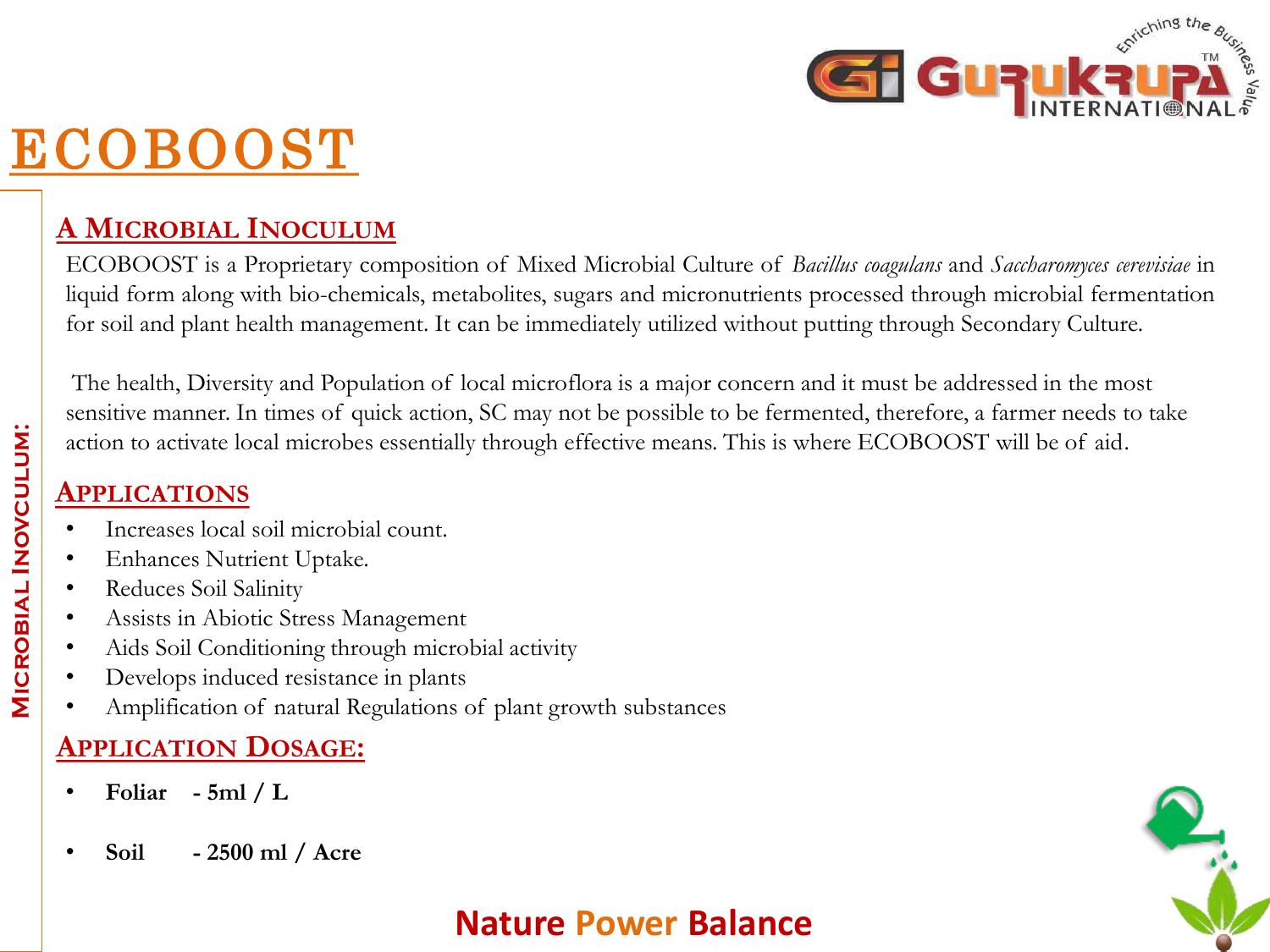# ECOBOOST

MICROBIAL INOVCULUM:

## A MICROBIAL INOCULUM

ECOBOOST is a Proprietary composition of Mixed Microbial Culture of *Bacillus coagulans* and *Saccharomyces cerevisiae* in liquid form along with bio-chemicals, metabolites, sugars and micronutrients processed through microbial fermentation for soil and plant health management. It can be immediately utilized without putting through Secondary Culture.

The health, Diversity and Population of local microflora is a major concern and it must be addressed in the most sensitive manner. In times of quick action, SC may not be possible to be fermented, therefore, a farmer needs to take action to activate local microbes essentially through effective means. This is where ECOBOOST will be of aid.

## APPLICATIONS

- Increases local soil microbial count.
- Enhances Nutrient Uptake.
- Reduces Soil Salinity
- Assists in Abiotic Stress Management
- Aids Soil Conditioning through microbial activity
- Develops induced resistance in plants
- Amplification of natural Regulations of plant growth substances

## APPLICATION DOSAGE:

- **Foliar - 5ml / L**
- **Soil - 2500 ml / Acre**

**Nature Power Balance**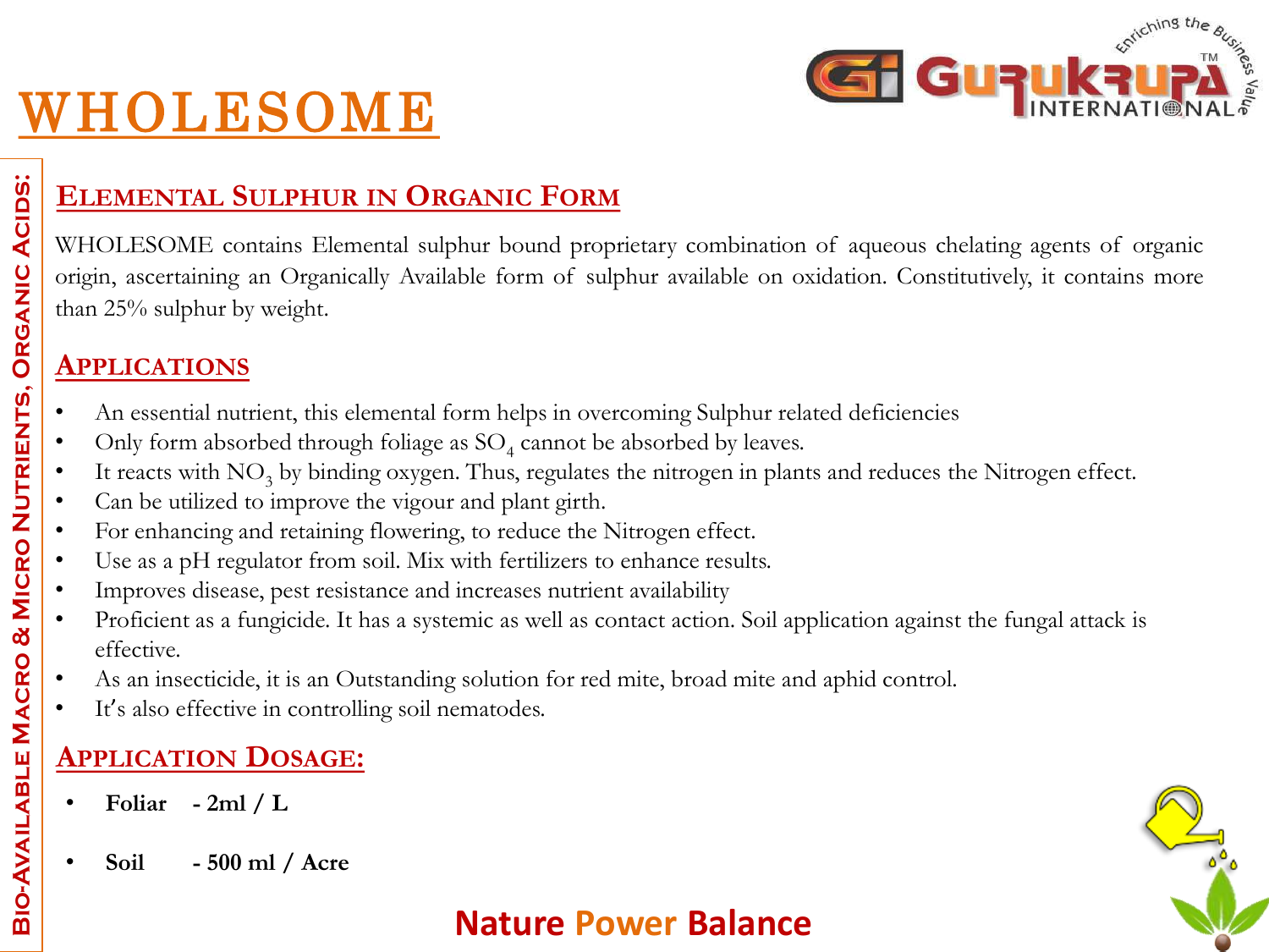# WHOLESOME

**Bio-Available Macro & Micro Nutrients, Organic Acids:**

## Elemental Sulphur in Organic Form

WHOLESOME contains Elemental sulphur bound proprietary combination of aqueous chelating agents of organic origin, ascertaining an Organically Available form of sulphur available on oxidation. Constitutively, it contains more than 25% sulphur by weight.

## Applications

- An essential nutrient, this elemental form helps in overcoming Sulphur related deficiencies
- Only form absorbed through foliage as $SO_4$ cannot be absorbed by leaves.
- It reacts with $NO_3$ by binding oxygen. Thus, regulates the nitrogen in plants and reduces the Nitrogen effect.
- Can be utilized to improve the vigour and plant girth.
- For enhancing and retaining flowering, to reduce the Nitrogen effect.
- Use as a pH regulator from soil. Mix with fertilizers to enhance results.
- Improves disease, pest resistance and increases nutrient availability
- Proficient as a fungicide. It has a systemic as well as contact action. Soil application against the fungal attack is effective.
- As an insecticide, it is an Outstanding solution for red mite, broad mite and aphid control.
- It's also effective in controlling soil nematodes.

## Application Dosage:

- **Foliar - 2ml / L**
- **Soil - 500 ml / Acre**

**Nature Power Balance**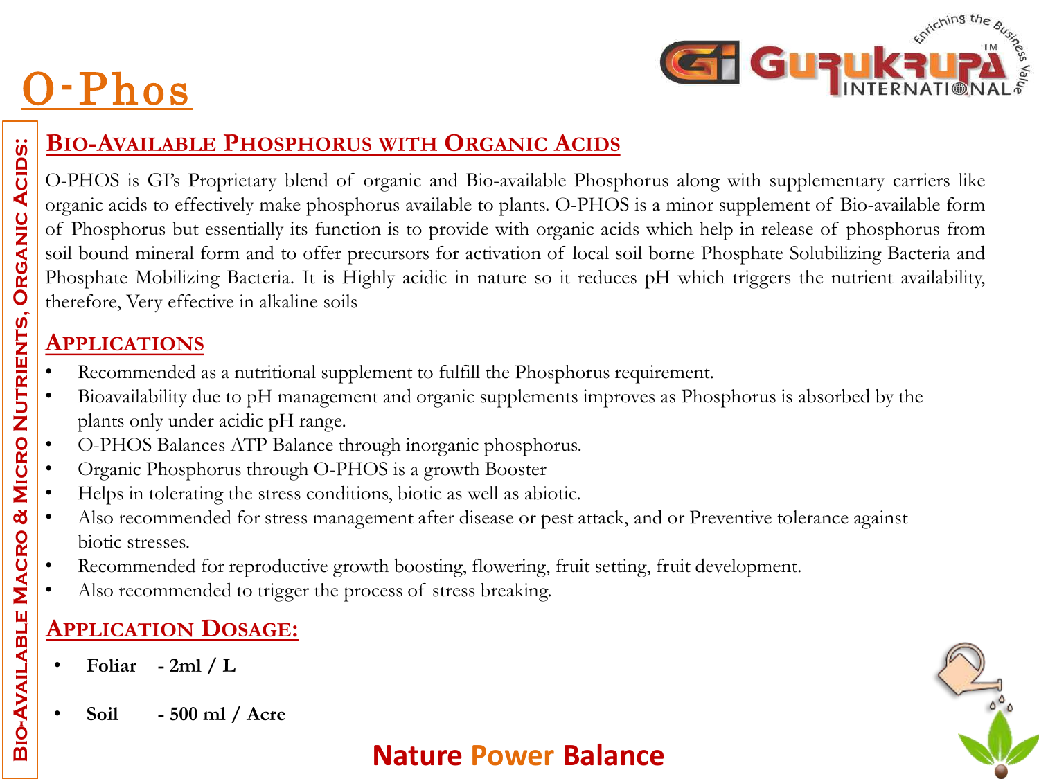# O-Phos

Bio-Available Macro & Micro Nutrients, Organic Acids:

## Bio-Available Phosphorus with Organic Acids

O-PHOS is GI's Proprietary blend of organic and Bio-available Phosphorus along with supplementary carriers like organic acids to effectively make phosphorus available to plants. O-PHOS is a minor supplement of Bio-available form of Phosphorus but essentially its function is to provide with organic acids which help in release of phosphorus from soil bound mineral form and to offer precursors for activation of local soil borne Phosphate Solubilizing Bacteria and Phosphate Mobilizing Bacteria. It is Highly acidic in nature so it reduces pH which triggers the nutrient availability, therefore, Very effective in alkaline soils

## Applications

- Recommended as a nutritional supplement to fulfill the Phosphorus requirement.
- Bioavailability due to pH management and organic supplements improves as Phosphorus is absorbed by the plants only under acidic pH range.
- O-PHOS Balances ATP Balance through inorganic phosphorus.
- Organic Phosphorus through O-PHOS is a growth Booster
- Helps in tolerating the stress conditions, biotic as well as abiotic.
- Also recommended for stress management after disease or pest attack, and or Preventive tolerance against biotic stresses.
- Recommended for reproductive growth boosting, flowering, fruit setting, fruit development.
- Also recommended to trigger the process of stress breaking.

## Application Dosage:

- **Foliar - 2ml / L**
- **Soil - 500 ml / Acre**

**Nature Power Balance**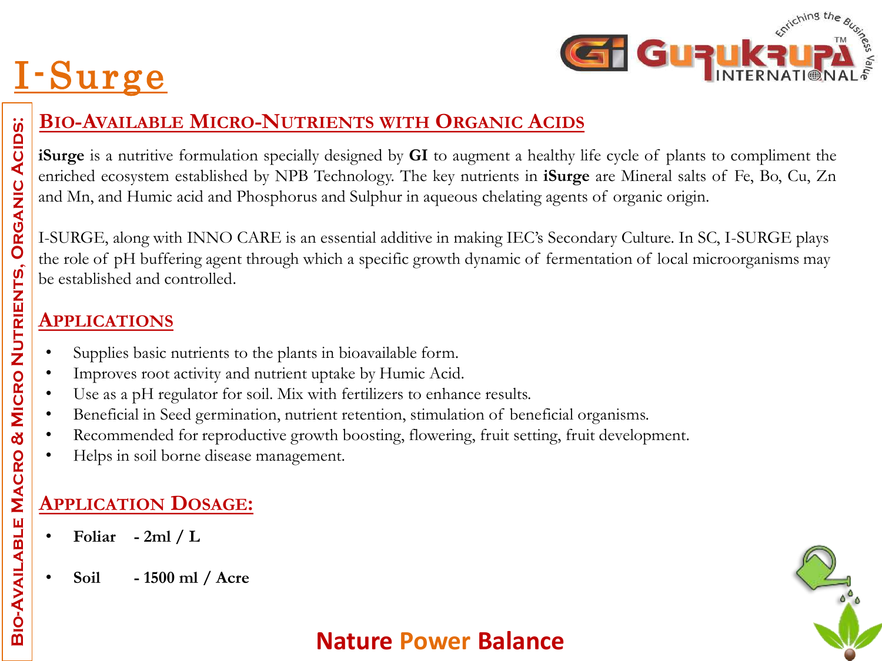# I-Surge

**Bio-Available Macro & Micro Nutrients, Organic Acids:**

## Bio-Available Micro-Nutrients with Organic Acids

**iSurge** is a nutritive formulation specially designed by **GI** to augment a healthy life cycle of plants to compliment the enriched ecosystem established by NPB Technology. The key nutrients in **iSurge** are Mineral salts of Fe, Bo, Cu, Zn and Mn, and Humic acid and Phosphorus and Sulphur in aqueous chelating agents of organic origin.

I-SURGE, along with INNO CARE is an essential additive in making IEC's Secondary Culture. In SC, I-SURGE plays the role of pH buffering agent through which a specific growth dynamic of fermentation of local microorganisms may be established and controlled.

## Applications

- Supplies basic nutrients to the plants in bioavailable form.
- Improves root activity and nutrient uptake by Humic Acid.
- Use as a pH regulator for soil. Mix with fertilizers to enhance results.
- Beneficial in Seed germination, nutrient retention, stimulation of beneficial organisms.
- Recommended for reproductive growth boosting, flowering, fruit setting, fruit development.
- Helps in soil borne disease management.

## Application Dosage:

- **Foliar - 2ml / L**
- **Soil - 1500 ml / Acre**

**Nature Power Balance**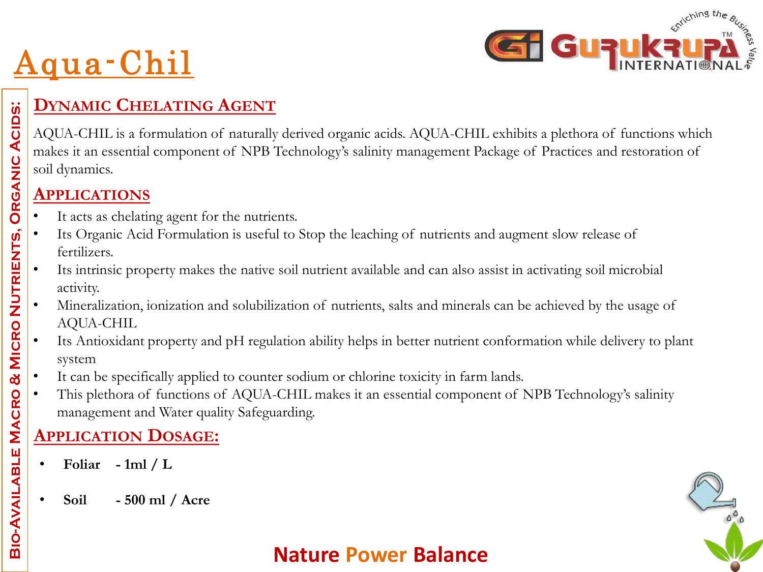# Aqua-Chil

## Dynamic Chelating Agent

AQUA-CHIL is a formulation of naturally derived organic acids. AQUA-CHIL exhibits a plethora of functions which makes it an essential component of NPB Technology's salinity management Package of Practices and restoration of soil dynamics.

## Applications

- It acts as chelating agent for the nutrients.
- Its Organic Acid Formulation is useful to Stop the leaching of nutrients and augment slow release of fertilizers.
- Its intrinsic property makes the native soil nutrient available and can also assist in activating soil microbial activity.
- Mineralization, ionization and solubilization of nutrients, salts and minerals can be achieved by the usage of AQUA-CHIL
- Its Antioxidant property and pH regulation ability helps in better nutrient conformation while delivery to plant system
- It can be specifically applied to counter sodium or chlorine toxicity in farm lands.
- This plethora of functions of AQUA-CHIL makes it an essential component of NPB Technology's salinity management and Water quality Safeguarding.

## Application Dosage:

- **Foliar - 1ml / L**
- **Soil - 500 ml / Acre**

Bio-Available Macro & Micro Nutrients, Organic Acids:

Nature Power Balance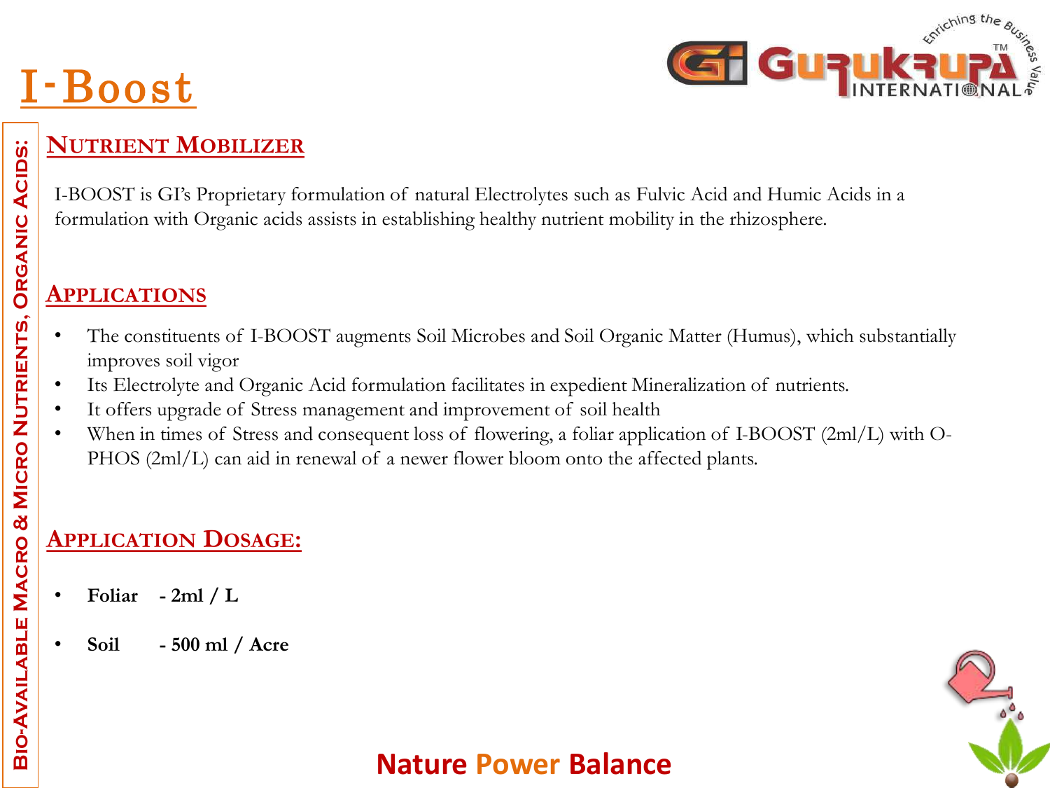# I-Boost

**Bio-Available Macro & Micro Nutrients, Organic Acids:**

## Nutrient Mobilizer

I-BOOST is GI's Proprietary formulation of natural Electrolytes such as Fulvic Acid and Humic Acids in a formulation with Organic acids assists in establishing healthy nutrient mobility in the rhizosphere.

## Applications

- The constituents of I-BOOST augments Soil Microbes and Soil Organic Matter (Humus), which substantially improves soil vigor
- Its Electrolyte and Organic Acid formulation facilitates in expedient Mineralization of nutrients.
- It offers upgrade of Stress management and improvement of soil health
- When in times of Stress and consequent loss of flowering, a foliar application of I-BOOST (2ml/L) with O-PHOS (2ml/L) can aid in renewal of a newer flower bloom onto the affected plants.

## Application Dosage:

- **Foliar - 2ml / L**
- **Soil - 500 ml / Acre**

Nature Power Balance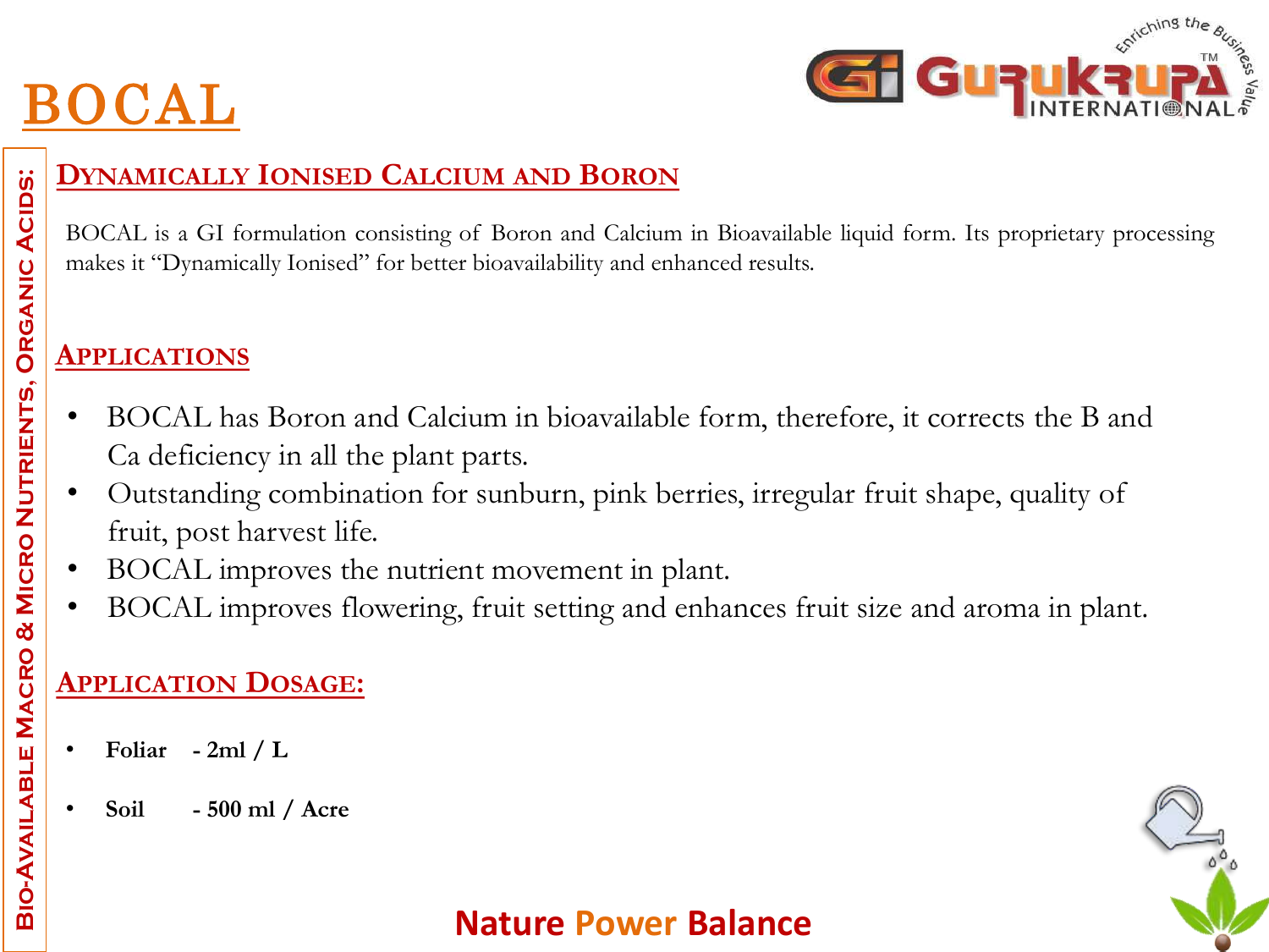# BOCAL

## Dynamically Ionised Calcium and Boron

BOCAL is a GI formulation consisting of Boron and Calcium in Bioavailable liquid form. Its proprietary processing makes it "Dynamically Ionised" for better bioavailability and enhanced results.

## Applications

- BOCAL has Boron and Calcium in bioavailable form, therefore, it corrects the B and Ca deficiency in all the plant parts.
- Outstanding combination for sunburn, pink berries, irregular fruit shape, quality of fruit, post harvest life.
- BOCAL improves the nutrient movement in plant.
- BOCAL improves flowering, fruit setting and enhances fruit size and aroma in plant.

## Application Dosage:

- **Foliar - 2ml / L**
- **Soil - 500 ml / Acre**

Bio-Available Macro & Micro Nutrients, Organic Acids:

Nature Power Balance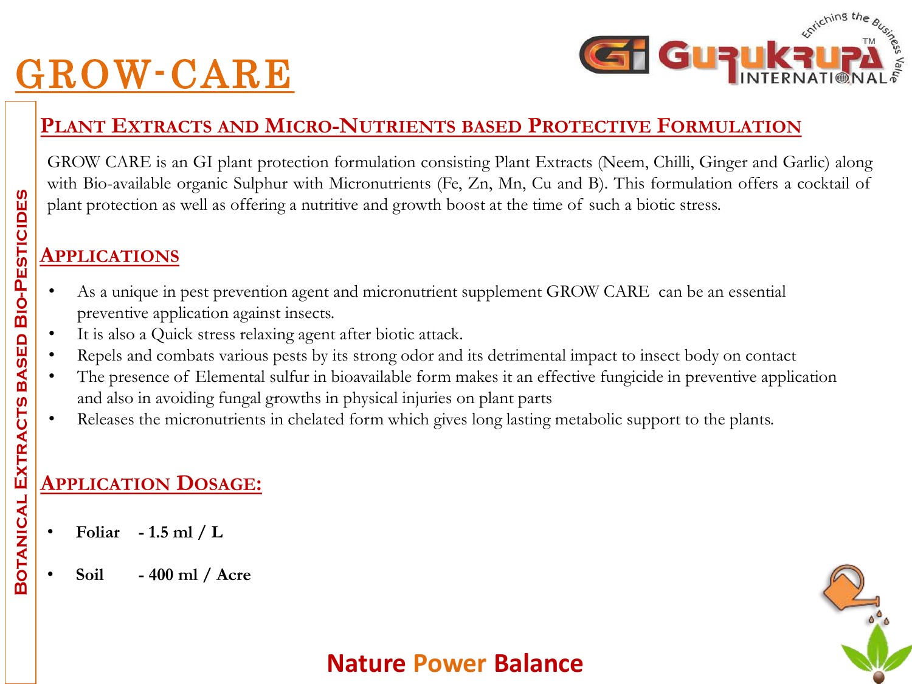# GROW-CARE

**Botanical Extracts based Bio-Pesticides**

## Plant Extracts and Micro-Nutrients based Protective Formulation

GROW CARE is an GI plant protection formulation consisting Plant Extracts (Neem, Chilli, Ginger and Garlic) along with Bio-available organic Sulphur with Micronutrients (Fe, Zn, Mn, Cu and B). This formulation offers a cocktail of plant protection as well as offering a nutritive and growth boost at the time of such a biotic stress.

## Applications

- As a unique in pest prevention agent and micronutrient supplement GROW CARE can be an essential preventive application against insects.
- It is also a Quick stress relaxing agent after biotic attack.
- Repels and combats various pests by its strong odor and its detrimental impact to insect body on contact
- The presence of Elemental sulfur in bioavailable form makes it an effective fungicide in preventive application and also in avoiding fungal growths in physical injuries on plant parts
- Releases the micronutrients in chelated form which gives long lasting metabolic support to the plants.

## Application Dosage:

- **Foliar - 1.5 ml / L**
- **Soil - 400 ml / Acre**

**Nature Power Balance**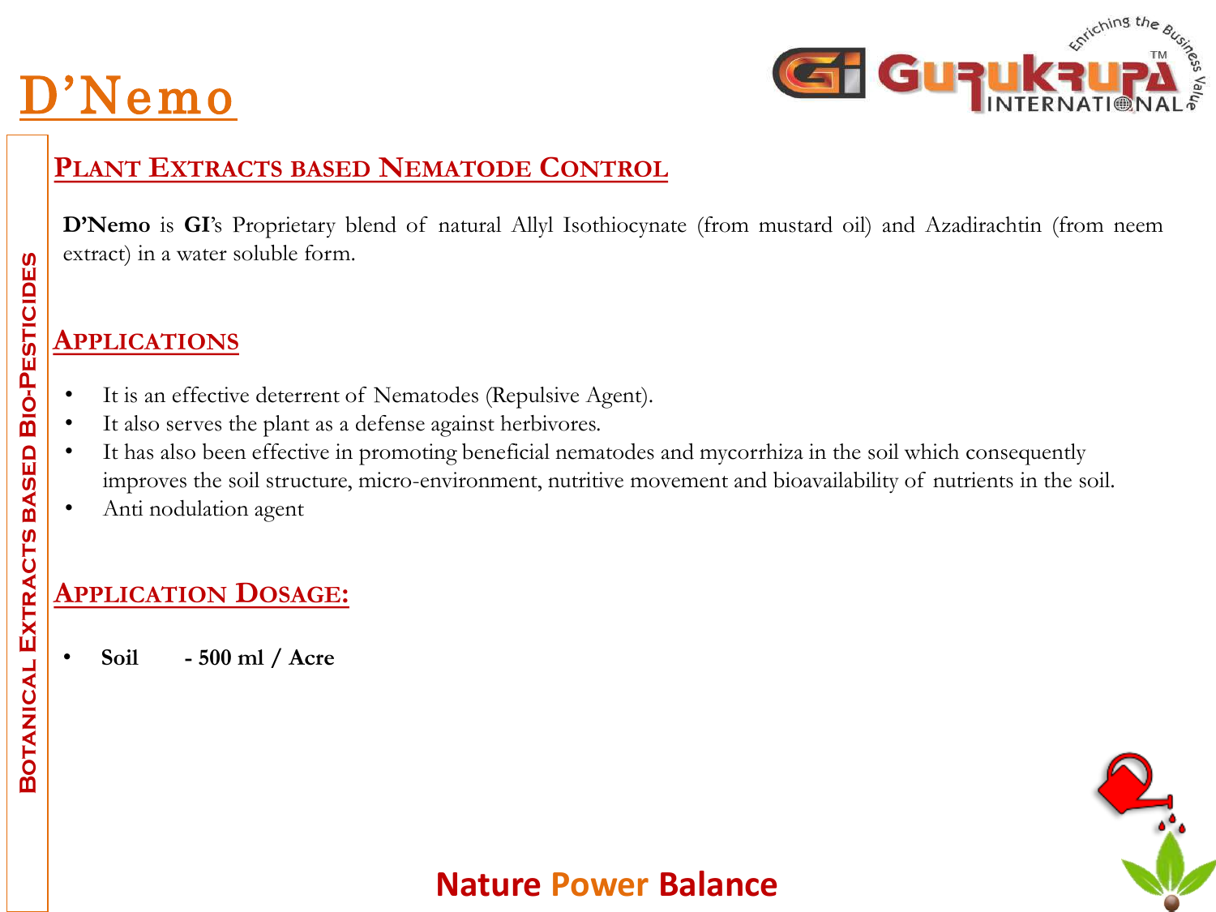# D'Nemo

## Plant Extracts based Nematode Control

**D'Nemo** is **GI**'s Proprietary blend of natural Allyl Isothiocynate (from mustard oil) and Azadirachtin (from neem extract) in a water soluble form.

## Applications

- It is an effective deterrent of Nematodes (Repulsive Agent).
- It also serves the plant as a defense against herbivores.
- It has also been effective in promoting beneficial nematodes and mycorrhiza in the soil which consequently improves the soil structure, micro-environment, nutritive movement and bioavailability of nutrients in the soil.
- Anti nodulation agent

## Application Dosage:

- **Soil - 500 ml / Acre**

Botanical Extracts based Bio-Pesticides

Nature Power Balance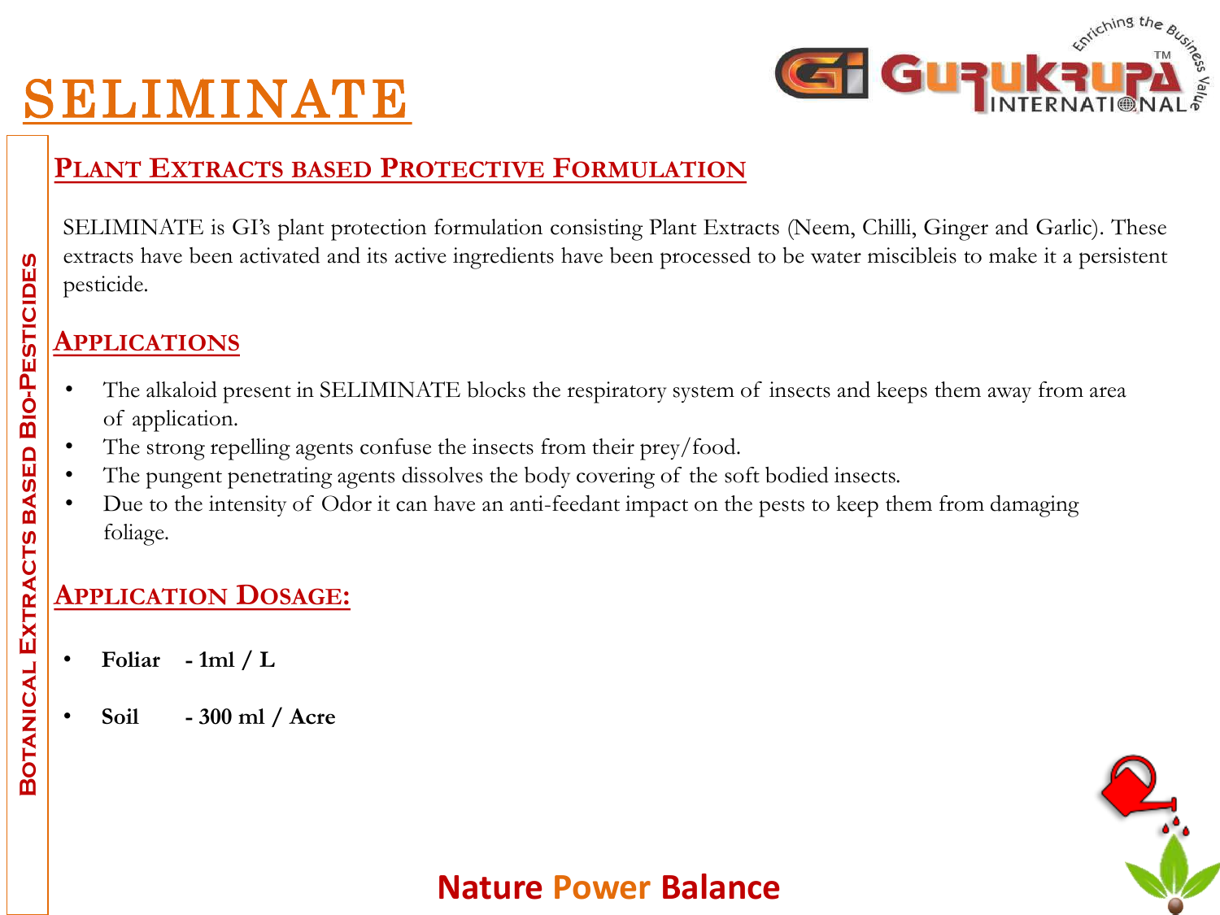# SELIMINATE

**Botanical Extracts based Bio-Pesticides**

## Plant Extracts based Protective Formulation

SELIMINATE is GI's plant protection formulation consisting Plant Extracts (Neem, Chilli, Ginger and Garlic). These extracts have been activated and its active ingredients have been processed to be water miscibleis to make it a persistent pesticide.

## Applications

- The alkaloid present in SELIMINATE blocks the respiratory system of insects and keeps them away from area of application.
- The strong repelling agents confuse the insects from their prey/food.
- The pungent penetrating agents dissolves the body covering of the soft bodied insects.
- Due to the intensity of Odor it can have an anti-feedant impact on the pests to keep them from damaging foliage.

## Application Dosage:

- **Foliar - 1ml / L**
- **Soil - 300 ml / Acre**

Nature Power Balance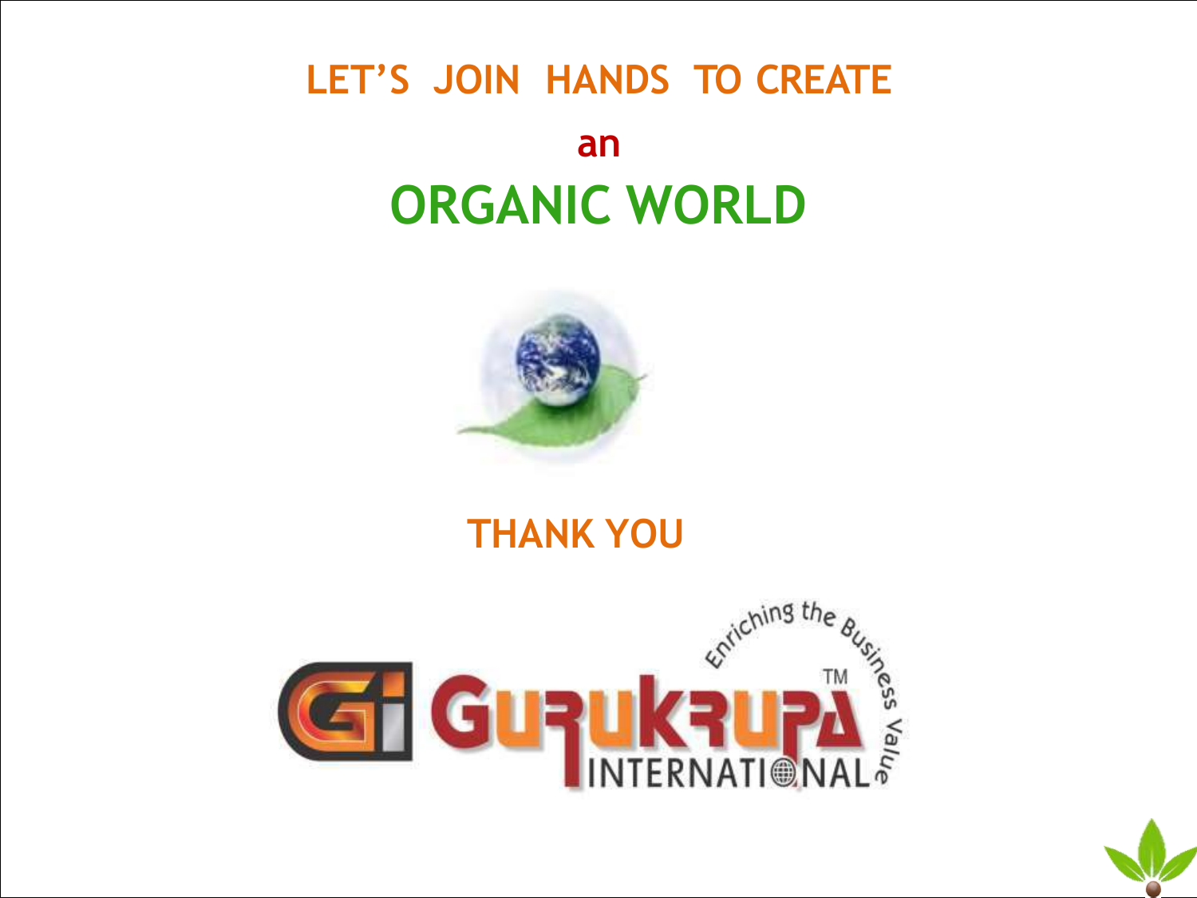# LET'S JOIN HANDS TO CREATE

## an

# ORGANIC WORLD

## THANK YOU

GURUKRUPA INTERNATIONAL™

Enriching the Business Value